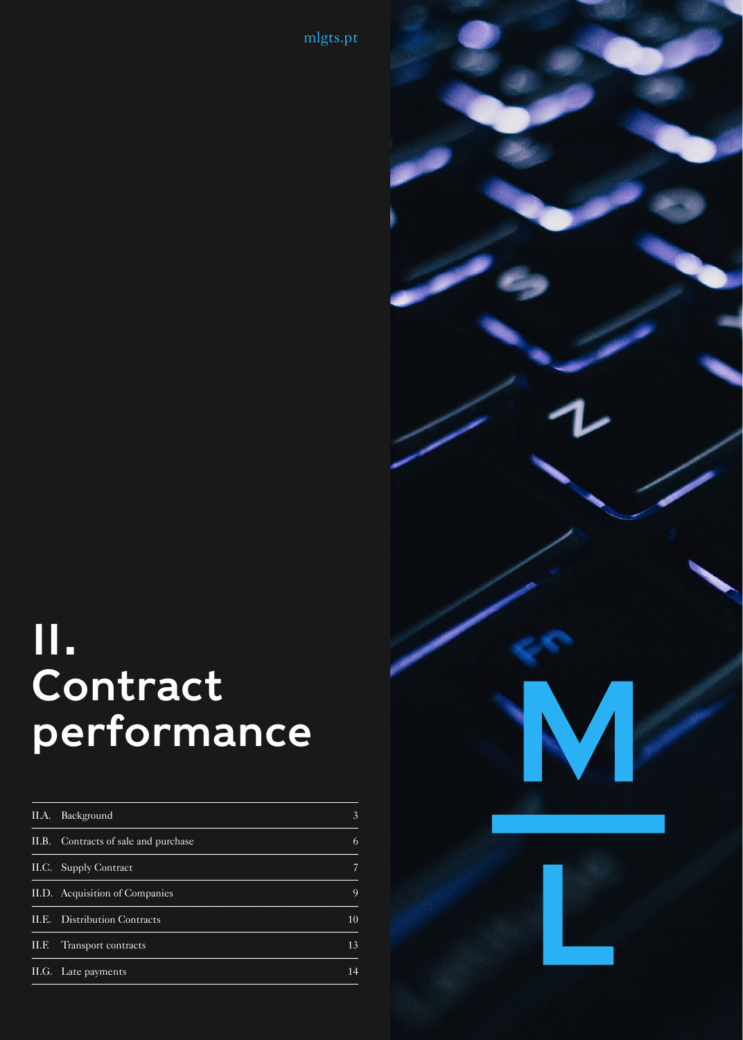mlgts.pt

# II. Contract performance

| | | |
|---|---|---|
| II.A. | Background | 3 |
| II.B. | Contracts of sale and purchase | 6 |
| II.C. | Supply Contract | 7 |
| II.D. | Acquisition of Companies | 9 |
| II.E. | Distribution Contracts | 10 |
| II.F. | Transport contracts | 13 |
| II.G. | Late payments | 14 |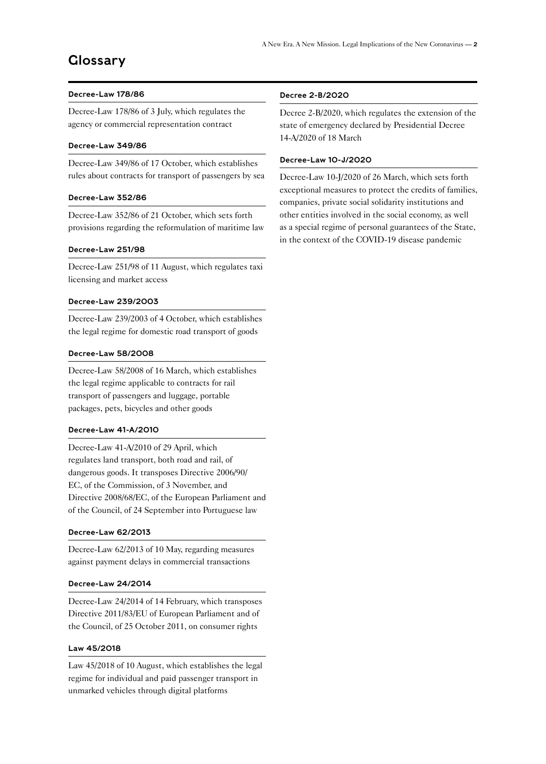# Glossary

### Decree-Law 178/86

Decree-Law 178/86 of 3 July, which regulates the agency or commercial representation contract

### Decree-Law 349/86

Decree-Law 349/86 of 17 October, which establishes rules about contracts for transport of passengers by sea

### Decree-Law 352/86

Decree-Law 352/86 of 21 October, which sets forth provisions regarding the reformulation of maritime law

### Decree-Law 251/98

Decree-Law 251/98 of 11 August, which regulates taxi licensing and market access

### Decree-Law 239/2003

Decree-Law 239/2003 of 4 October, which establishes the legal regime for domestic road transport of goods

### Decree-Law 58/2008

Decree-Law 58/2008 of 16 March, which establishes the legal regime applicable to contracts for rail transport of passengers and luggage, portable packages, pets, bicycles and other goods

### Decree-Law 41-A/2010

Decree-Law 41-A/2010 of 29 April, which regulates land transport, both road and rail, of dangerous goods. It transposes Directive 2006/90/EC, of the Commission, of 3 November, and Directive 2008/68/EC, of the European Parliament and of the Council, of 24 September into Portuguese law

### Decree-Law 62/2013

Decree-Law 62/2013 of 10 May, regarding measures against payment delays in commercial transactions

### Decree-Law 24/2014

Decree-Law 24/2014 of 14 February, which transposes Directive 2011/83/EU of European Parliament and of the Council, of 25 October 2011, on consumer rights

### Law 45/2018

Law 45/2018 of 10 August, which establishes the legal regime for individual and paid passenger transport in unmarked vehicles through digital platforms

### Decree 2-B/2020

Decree 2-B/2020, which regulates the extension of the state of emergency declared by Presidential Decree 14-A/2020 of 18 March

### Decree-Law 10-J/2020

Decree-Law 10-J/2020 of 26 March, which sets forth exceptional measures to protect the credits of families, companies, private social solidarity institutions and other entities involved in the social economy, as well as a special regime of personal guarantees of the State, in the context of the COVID-19 disease pandemic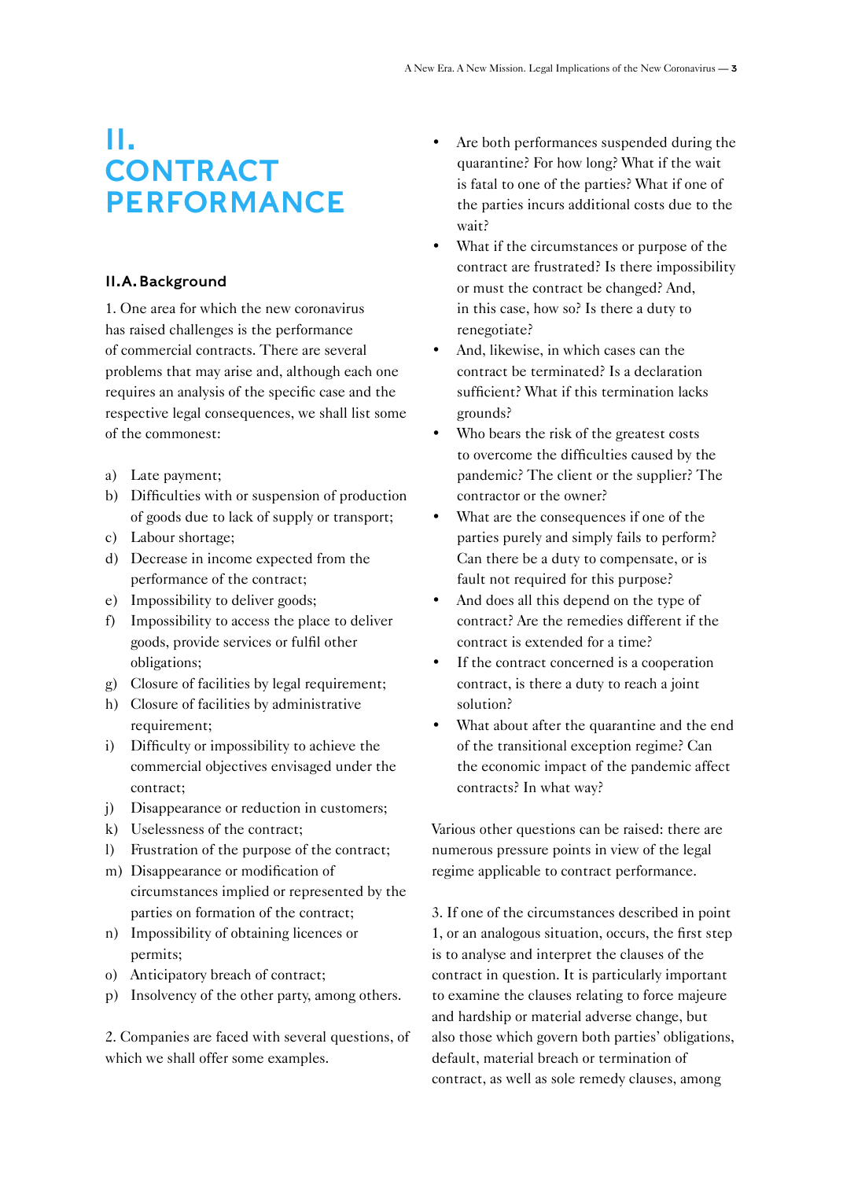# II. CONTRACT PERFORMANCE

## II.A. Background

1. One area for which the new coronavirus has raised challenges is the performance of commercial contracts. There are several problems that may arise and, although each one requires an analysis of the specific case and the respective legal consequences, we shall list some of the commonest:

a) Late payment;
b) Difficulties with or suspension of production of goods due to lack of supply or transport;
c) Labour shortage;
d) Decrease in income expected from the performance of the contract;
e) Impossibility to deliver goods;
f) Impossibility to access the place to deliver goods, provide services or fulfil other obligations;
g) Closure of facilities by legal requirement;
h) Closure of facilities by administrative requirement;
i) Difficulty or impossibility to achieve the commercial objectives envisaged under the contract;
j) Disappearance or reduction in customers;
k) Uselessness of the contract;
l) Frustration of the purpose of the contract;
m) Disappearance or modification of circumstances implied or represented by the parties on formation of the contract;
n) Impossibility of obtaining licences or permits;
o) Anticipatory breach of contract;
p) Insolvency of the other party, among others.

2. Companies are faced with several questions, of which we shall offer some examples.

- Are both performances suspended during the quarantine? For how long? What if the wait is fatal to one of the parties? What if one of the parties incurs additional costs due to the wait?
- What if the circumstances or purpose of the contract are frustrated? Is there impossibility or must the contract be changed? And, in this case, how so? Is there a duty to renegotiate?
- And, likewise, in which cases can the contract be terminated? Is a declaration sufficient? What if this termination lacks grounds?
- Who bears the risk of the greatest costs to overcome the difficulties caused by the pandemic? The client or the supplier? The contractor or the owner?
- What are the consequences if one of the parties purely and simply fails to perform? Can there be a duty to compensate, or is fault not required for this purpose?
- And does all this depend on the type of contract? Are the remedies different if the contract is extended for a time?
- If the contract concerned is a cooperation contract, is there a duty to reach a joint solution?
- What about after the quarantine and the end of the transitional exception regime? Can the economic impact of the pandemic affect contracts? In what way?

Various other questions can be raised: there are numerous pressure points in view of the legal regime applicable to contract performance.

3. If one of the circumstances described in point 1, or an analogous situation, occurs, the first step is to analyse and interpret the clauses of the contract in question. It is particularly important to examine the clauses relating to force majeure and hardship or material adverse change, but also those which govern both parties' obligations, default, material breach or termination of contract, as well as sole remedy clauses, among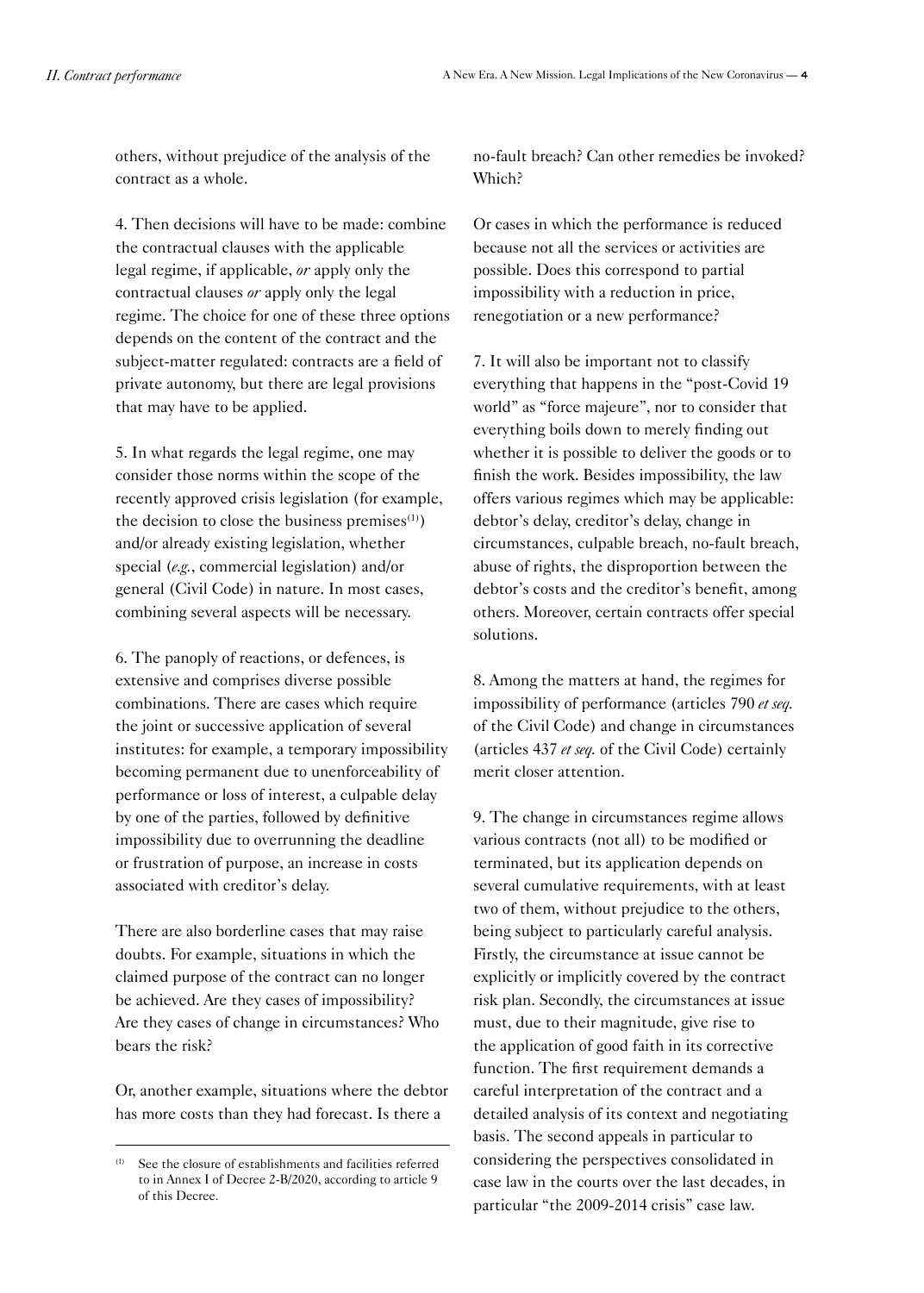others, without prejudice of the analysis of the contract as a whole.

4. Then decisions will have to be made: combine the contractual clauses with the applicable legal regime, if applicable, *or* apply only the contractual clauses *or* apply only the legal regime. The choice for one of these three options depends on the content of the contract and the subject-matter regulated: contracts are a field of private autonomy, but there are legal provisions that may have to be applied.

5. In what regards the legal regime, one may consider those norms within the scope of the recently approved crisis legislation (for example, the decision to close the business premises[1]) and/or already existing legislation, whether special (*e.g.*, commercial legislation) and/or general (Civil Code) in nature. In most cases, combining several aspects will be necessary.

6. The panoply of reactions, or defences, is extensive and comprises diverse possible combinations. There are cases which require the joint or successive application of several institutes: for example, a temporary impossibility becoming permanent due to unenforceability of performance or loss of interest, a culpable delay by one of the parties, followed by definitive impossibility due to overrunning the deadline or frustration of purpose, an increase in costs associated with creditor's delay.

There are also borderline cases that may raise doubts. For example, situations in which the claimed purpose of the contract can no longer be achieved. Are they cases of impossibility? Are they cases of change in circumstances? Who bears the risk?

Or, another example, situations where the debtor has more costs than they had forecast. Is there a no-fault breach? Can other remedies be invoked? Which?

Or cases in which the performance is reduced because not all the services or activities are possible. Does this correspond to partial impossibility with a reduction in price, renegotiation or a new performance?

7. It will also be important not to classify everything that happens in the "post-Covid 19 world" as "force majeure", nor to consider that everything boils down to merely finding out whether it is possible to deliver the goods or to finish the work. Besides impossibility, the law offers various regimes which may be applicable: debtor's delay, creditor's delay, change in circumstances, culpable breach, no-fault breach, abuse of rights, the disproportion between the debtor's costs and the creditor's benefit, among others. Moreover, certain contracts offer special solutions.

8. Among the matters at hand, the regimes for impossibility of performance (articles 790 *et seq.* of the Civil Code) and change in circumstances (articles 437 *et seq.* of the Civil Code) certainly merit closer attention.

9. The change in circumstances regime allows various contracts (not all) to be modified or terminated, but its application depends on several cumulative requirements, with at least two of them, without prejudice to the others, being subject to particularly careful analysis. Firstly, the circumstance at issue cannot be explicitly or implicitly covered by the contract risk plan. Secondly, the circumstances at issue must, due to their magnitude, give rise to the application of good faith in its corrective function. The first requirement demands a careful interpretation of the contract and a detailed analysis of its context and negotiating basis. The second appeals in particular to considering the perspectives consolidated in case law in the courts over the last decades, in particular "the 2009-2014 crisis" case law.

---

[1] See the closure of establishments and facilities referred to in Annex I of Decree 2-B/2020, according to article 9 of this Decree.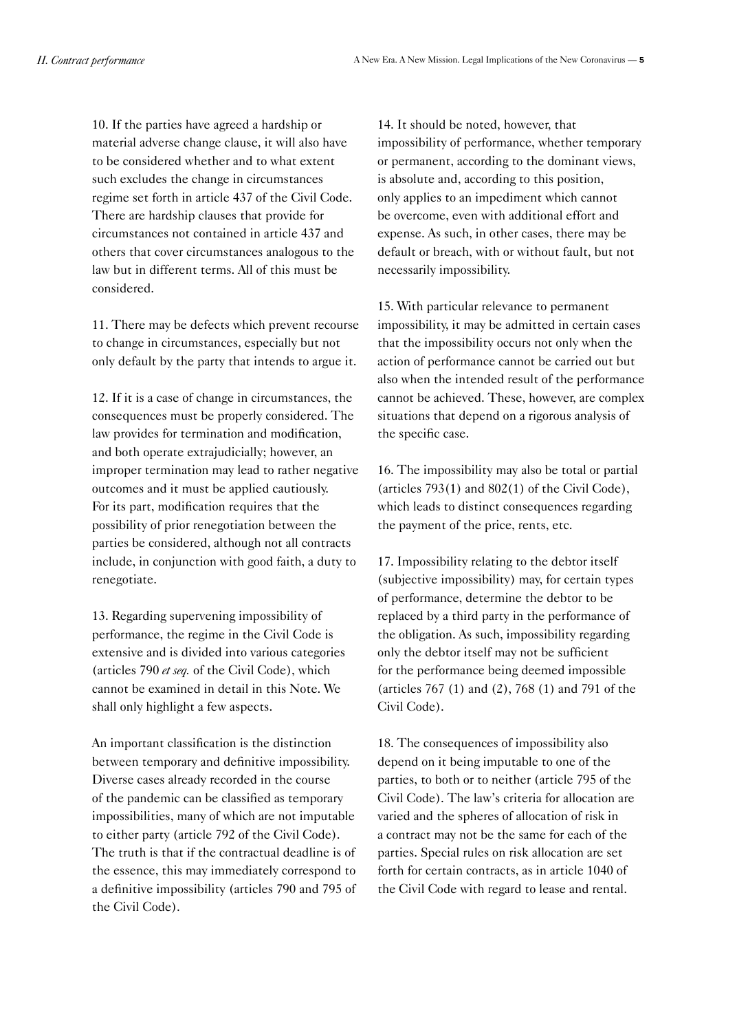10. If the parties have agreed a hardship or material adverse change clause, it will also have to be considered whether and to what extent such excludes the change in circumstances regime set forth in article 437 of the Civil Code. There are hardship clauses that provide for circumstances not contained in article 437 and others that cover circumstances analogous to the law but in different terms. All of this must be considered.

11. There may be defects which prevent recourse to change in circumstances, especially but not only default by the party that intends to argue it.

12. If it is a case of change in circumstances, the consequences must be properly considered. The law provides for termination and modification, and both operate extrajudicially; however, an improper termination may lead to rather negative outcomes and it must be applied cautiously. For its part, modification requires that the possibility of prior renegotiation between the parties be considered, although not all contracts include, in conjunction with good faith, a duty to renegotiate.

13. Regarding supervening impossibility of performance, the regime in the Civil Code is extensive and is divided into various categories (articles 790 *et seq.* of the Civil Code), which cannot be examined in detail in this Note. We shall only highlight a few aspects.

An important classification is the distinction between temporary and definitive impossibility. Diverse cases already recorded in the course of the pandemic can be classified as temporary impossibilities, many of which are not imputable to either party (article 792 of the Civil Code). The truth is that if the contractual deadline is of the essence, this may immediately correspond to a definitive impossibility (articles 790 and 795 of the Civil Code).

14. It should be noted, however, that impossibility of performance, whether temporary or permanent, according to the dominant views, is absolute and, according to this position, only applies to an impediment which cannot be overcome, even with additional effort and expense. As such, in other cases, there may be default or breach, with or without fault, but not necessarily impossibility.

15. With particular relevance to permanent impossibility, it may be admitted in certain cases that the impossibility occurs not only when the action of performance cannot be carried out but also when the intended result of the performance cannot be achieved. These, however, are complex situations that depend on a rigorous analysis of the specific case.

16. The impossibility may also be total or partial (articles 793(1) and 802(1) of the Civil Code), which leads to distinct consequences regarding the payment of the price, rents, etc.

17. Impossibility relating to the debtor itself (subjective impossibility) may, for certain types of performance, determine the debtor to be replaced by a third party in the performance of the obligation. As such, impossibility regarding only the debtor itself may not be sufficient for the performance being deemed impossible (articles 767 (1) and (2), 768 (1) and 791 of the Civil Code).

18. The consequences of impossibility also depend on it being imputable to one of the parties, to both or to neither (article 795 of the Civil Code). The law's criteria for allocation are varied and the spheres of allocation of risk in a contract may not be the same for each of the parties. Special rules on risk allocation are set forth for certain contracts, as in article 1040 of the Civil Code with regard to lease and rental.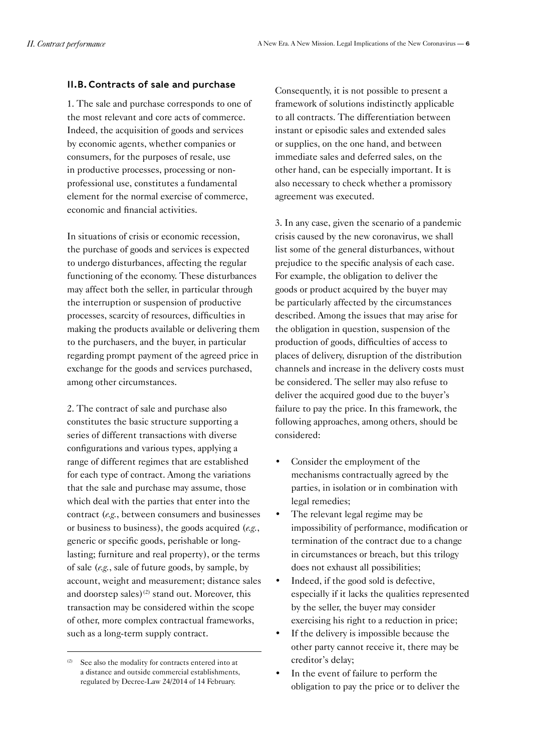## II.B. Contracts of sale and purchase

1. The sale and purchase corresponds to one of the most relevant and core acts of commerce. Indeed, the acquisition of goods and services by economic agents, whether companies or consumers, for the purposes of resale, use in productive processes, processing or non-professional use, constitutes a fundamental element for the normal exercise of commerce, economic and financial activities.

In situations of crisis or economic recession, the purchase of goods and services is expected to undergo disturbances, affecting the regular functioning of the economy. These disturbances may affect both the seller, in particular through the interruption or suspension of productive processes, scarcity of resources, difficulties in making the products available or delivering them to the purchasers, and the buyer, in particular regarding prompt payment of the agreed price in exchange for the goods and services purchased, among other circumstances.

2. The contract of sale and purchase also constitutes the basic structure supporting a series of different transactions with diverse configurations and various types, applying a range of different regimes that are established for each type of contract. Among the variations that the sale and purchase may assume, those which deal with the parties that enter into the contract (*e.g.*, between consumers and businesses or business to business), the goods acquired (*e.g.*, generic or specific goods, perishable or long-lasting; furniture and real property), or the terms of sale (*e.g.*, sale of future goods, by sample, by account, weight and measurement; distance sales and doorstep sales)[2] stand out. Moreover, this transaction may be considered within the scope of other, more complex contractual frameworks, such as a long-term supply contract.

Consequently, it is not possible to present a framework of solutions indistinctly applicable to all contracts. The differentiation between instant or episodic sales and extended sales or supplies, on the one hand, and between immediate sales and deferred sales, on the other hand, can be especially important. It is also necessary to check whether a promissory agreement was executed.

3. In any case, given the scenario of a pandemic crisis caused by the new coronavirus, we shall list some of the general disturbances, without prejudice to the specific analysis of each case. For example, the obligation to deliver the goods or product acquired by the buyer may be particularly affected by the circumstances described. Among the issues that may arise for the obligation in question, suspension of the production of goods, difficulties of access to places of delivery, disruption of the distribution channels and increase in the delivery costs must be considered. The seller may also refuse to deliver the acquired good due to the buyer's failure to pay the price. In this framework, the following approaches, among others, should be considered:

- Consider the employment of the mechanisms contractually agreed by the parties, in isolation or in combination with legal remedies;
- The relevant legal regime may be impossibility of performance, modification or termination of the contract due to a change in circumstances or breach, but this trilogy does not exhaust all possibilities;
- Indeed, if the good sold is defective, especially if it lacks the qualities represented by the seller, the buyer may consider exercising his right to a reduction in price;
- If the delivery is impossible because the other party cannot receive it, there may be creditor's delay;
- In the event of failure to perform the obligation to pay the price or to deliver the

[2] See also the modality for contracts entered into at a distance and outside commercial establishments, regulated by Decree-Law 24/2014 of 14 February.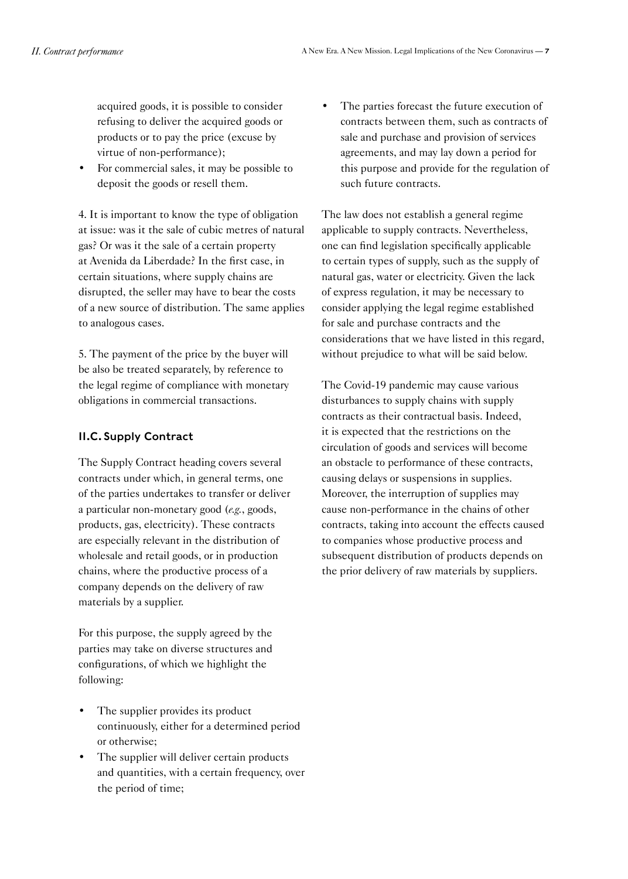acquired goods, it is possible to consider refusing to deliver the acquired goods or products or to pay the price (excuse by virtue of non-performance);
- For commercial sales, it may be possible to deposit the goods or resell them.

4. It is important to know the type of obligation at issue: was it the sale of cubic metres of natural gas? Or was it the sale of a certain property at Avenida da Liberdade? In the first case, in certain situations, where supply chains are disrupted, the seller may have to bear the costs of a new source of distribution. The same applies to analogous cases.

5. The payment of the price by the buyer will be also be treated separately, by reference to the legal regime of compliance with monetary obligations in commercial transactions.

## II.C. Supply Contract

The Supply Contract heading covers several contracts under which, in general terms, one of the parties undertakes to transfer or deliver a particular non-monetary good (*e.g.*, goods, products, gas, electricity). These contracts are especially relevant in the distribution of wholesale and retail goods, or in production chains, where the productive process of a company depends on the delivery of raw materials by a supplier.

For this purpose, the supply agreed by the parties may take on diverse structures and configurations, of which we highlight the following:

- The supplier provides its product continuously, either for a determined period or otherwise;
- The supplier will deliver certain products and quantities, with a certain frequency, over the period of time;
- The parties forecast the future execution of contracts between them, such as contracts of sale and purchase and provision of services agreements, and may lay down a period for this purpose and provide for the regulation of such future contracts.

The law does not establish a general regime applicable to supply contracts. Nevertheless, one can find legislation specifically applicable to certain types of supply, such as the supply of natural gas, water or electricity. Given the lack of express regulation, it may be necessary to consider applying the legal regime established for sale and purchase contracts and the considerations that we have listed in this regard, without prejudice to what will be said below.

The Covid-19 pandemic may cause various disturbances to supply chains with supply contracts as their contractual basis. Indeed, it is expected that the restrictions on the circulation of goods and services will become an obstacle to performance of these contracts, causing delays or suspensions in supplies. Moreover, the interruption of supplies may cause non-performance in the chains of other contracts, taking into account the effects caused to companies whose productive process and subsequent distribution of products depends on the prior delivery of raw materials by suppliers.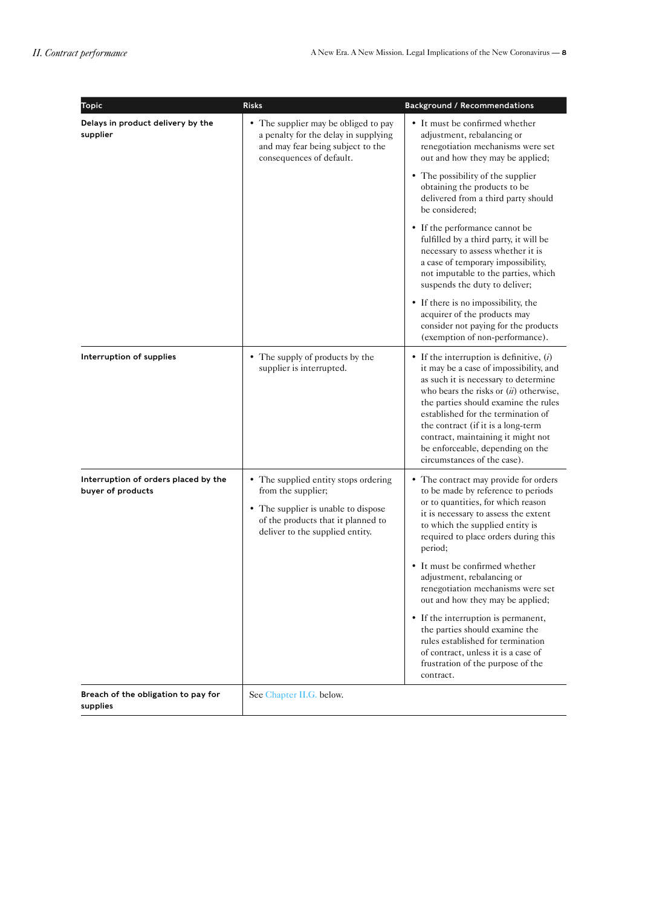| Topic | Risks | Background / Recommendations |
| --- | --- | --- |
| **Delays in product delivery by the supplier** | • The supplier may be obliged to pay a penalty for the delay in supplying and may fear being subject to the consequences of default. | • It must be confirmed whether adjustment, rebalancing or renegotiation mechanisms were set out and how they may be applied;<br>• The possibility of the supplier obtaining the products to be delivered from a third party should be considered;<br>• If the performance cannot be fulfilled by a third party, it will be necessary to assess whether it is a case of temporary impossibility, not imputable to the parties, which suspends the duty to deliver;<br>• If there is no impossibility, the acquirer of the products may consider not paying for the products (exemption of non-performance). |
| **Interruption of supplies** | • The supply of products by the supplier is interrupted. | • If the interruption is definitive, (*i*) it may be a case of impossibility, and as such it is necessary to determine who bears the risks or (*ii*) otherwise, the parties should examine the rules established for the termination of the contract (if it is a long-term contract, maintaining it might not be enforceable, depending on the circumstances of the case). |
| **Interruption of orders placed by the buyer of products** | • The supplied entity stops ordering from the supplier;<br>• The supplier is unable to dispose of the products that it planned to deliver to the supplied entity. | • The contract may provide for orders to be made by reference to periods or to quantities, for which reason it is necessary to assess the extent to which the supplied entity is required to place orders during this period;<br>• It must be confirmed whether adjustment, rebalancing or renegotiation mechanisms were set out and how they may be applied;<br>• If the interruption is permanent, the parties should examine the rules established for termination of contract, unless it is a case of frustration of the purpose of the contract. |
| **Breach of the obligation to pay for supplies** | See Chapter II.G. below. | |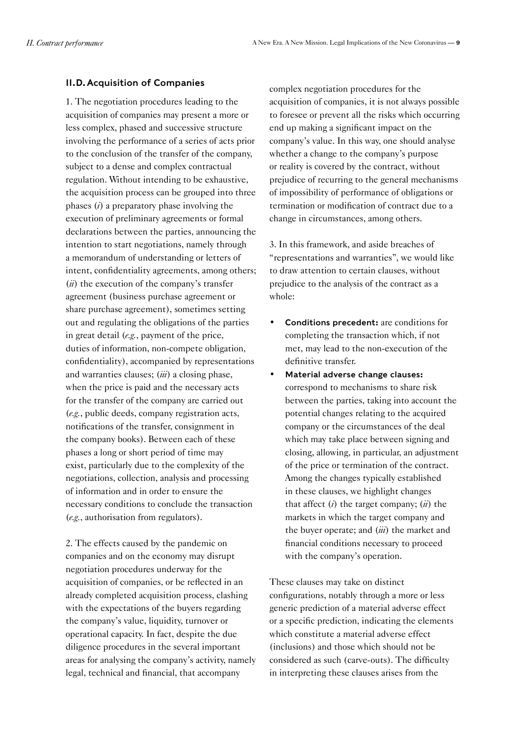### II.D. Acquisition of Companies

1. The negotiation procedures leading to the acquisition of companies may present a more or less complex, phased and successive structure involving the performance of a series of acts prior to the conclusion of the transfer of the company, subject to a dense and complex contractual regulation. Without intending to be exhaustive, the acquisition process can be grouped into three phases (*i*) a preparatory phase involving the execution of preliminary agreements or formal declarations between the parties, announcing the intention to start negotiations, namely through a memorandum of understanding or letters of intent, confidentiality agreements, among others; (*ii*) the execution of the company's transfer agreement (business purchase agreement or share purchase agreement), sometimes setting out and regulating the obligations of the parties in great detail (*e.g.*, payment of the price, duties of information, non-compete obligation, confidentiality), accompanied by representations and warranties clauses; (*iii*) a closing phase, when the price is paid and the necessary acts for the transfer of the company are carried out (*e.g.*, public deeds, company registration acts, notifications of the transfer, consignment in the company books). Between each of these phases a long or short period of time may exist, particularly due to the complexity of the negotiations, collection, analysis and processing of information and in order to ensure the necessary conditions to conclude the transaction (*e.g.*, authorisation from regulators).

2. The effects caused by the pandemic on companies and on the economy may disrupt negotiation procedures underway for the acquisition of companies, or be reflected in an already completed acquisition process, clashing with the expectations of the buyers regarding the company's value, liquidity, turnover or operational capacity. In fact, despite the due diligence procedures in the several important areas for analysing the company's activity, namely legal, technical and financial, that accompany complex negotiation procedures for the acquisition of companies, it is not always possible to foresee or prevent all the risks which occurring end up making a significant impact on the company's value. In this way, one should analyse whether a change to the company's purpose or reality is covered by the contract, without prejudice of recurring to the general mechanisms of impossibility of performance of obligations or termination or modification of contract due to a change in circumstances, among others.

3. In this framework, and aside breaches of "representations and warranties", we would like to draw attention to certain clauses, without prejudice to the analysis of the contract as a whole:

- **Conditions precedent:** are conditions for completing the transaction which, if not met, may lead to the non-execution of the definitive transfer.
- **Material adverse change clauses:** correspond to mechanisms to share risk between the parties, taking into account the potential changes relating to the acquired company or the circumstances of the deal which may take place between signing and closing, allowing, in particular, an adjustment of the price or termination of the contract. Among the changes typically established in these clauses, we highlight changes that affect (*i*) the target company; (*ii*) the markets in which the target company and the buyer operate; and (*iii*) the market and financial conditions necessary to proceed with the company's operation.

These clauses may take on distinct configurations, notably through a more or less generic prediction of a material adverse effect or a specific prediction, indicating the elements which constitute a material adverse effect (inclusions) and those which should not be considered as such (carve-outs). The difficulty in interpreting these clauses arises from the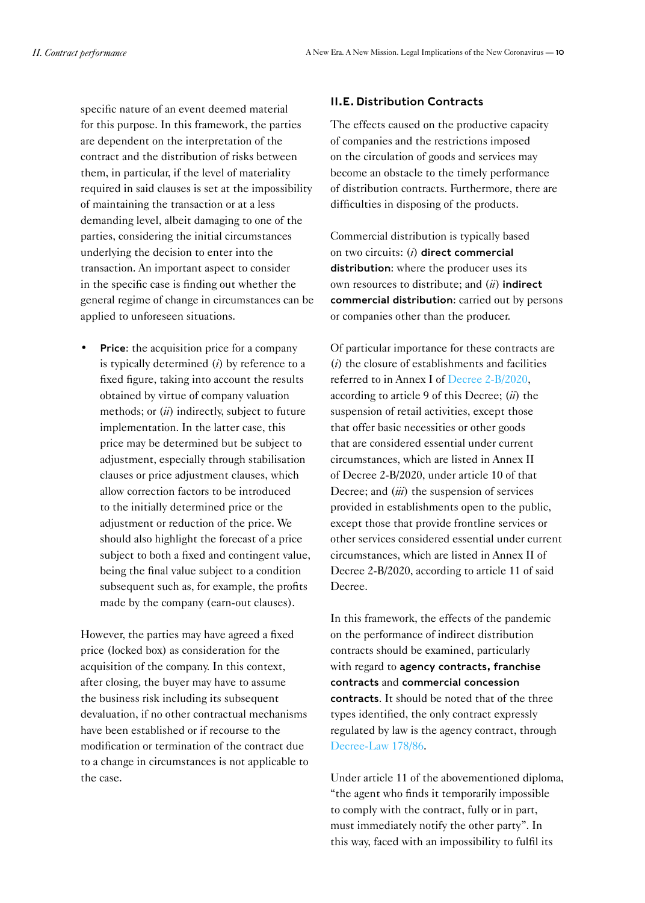specific nature of an event deemed material for this purpose. In this framework, the parties are dependent on the interpretation of the contract and the distribution of risks between them, in particular, if the level of materiality required in said clauses is set at the impossibility of maintaining the transaction or at a less demanding level, albeit damaging to one of the parties, considering the initial circumstances underlying the decision to enter into the transaction. An important aspect to consider in the specific case is finding out whether the general regime of change in circumstances can be applied to unforeseen situations.

- **Price**: the acquisition price for a company is typically determined (*i*) by reference to a fixed figure, taking into account the results obtained by virtue of company valuation methods; or (*ii*) indirectly, subject to future implementation. In the latter case, this price may be determined but be subject to adjustment, especially through stabilisation clauses or price adjustment clauses, which allow correction factors to be introduced to the initially determined price or the adjustment or reduction of the price. We should also highlight the forecast of a price subject to both a fixed and contingent value, being the final value subject to a condition subsequent such as, for example, the profits made by the company (earn-out clauses).

However, the parties may have agreed a fixed price (locked box) as consideration for the acquisition of the company. In this context, after closing, the buyer may have to assume the business risk including its subsequent devaluation, if no other contractual mechanisms have been established or if recourse to the modification or termination of the contract due to a change in circumstances is not applicable to the case.

## II.E. Distribution Contracts

The effects caused on the productive capacity of companies and the restrictions imposed on the circulation of goods and services may become an obstacle to the timely performance of distribution contracts. Furthermore, there are difficulties in disposing of the products.

Commercial distribution is typically based on two circuits: (*i*) **direct commercial distribution**: where the producer uses its own resources to distribute; and (*ii*) **indirect commercial distribution**: carried out by persons or companies other than the producer.

Of particular importance for these contracts are (*i*) the closure of establishments and facilities referred to in Annex I of Decree 2-B/2020, according to article 9 of this Decree; (*ii*) the suspension of retail activities, except those that offer basic necessities or other goods that are considered essential under current circumstances, which are listed in Annex II of Decree 2-B/2020, under article 10 of that Decree; and (*iii*) the suspension of services provided in establishments open to the public, except those that provide frontline services or other services considered essential under current circumstances, which are listed in Annex II of Decree 2-B/2020, according to article 11 of said Decree.

In this framework, the effects of the pandemic on the performance of indirect distribution contracts should be examined, particularly with regard to **agency contracts, franchise contracts** and **commercial concession contracts**. It should be noted that of the three types identified, the only contract expressly regulated by law is the agency contract, through Decree-Law 178/86.

Under article 11 of the abovementioned diploma, "the agent who finds it temporarily impossible to comply with the contract, fully or in part, must immediately notify the other party". In this way, faced with an impossibility to fulfil its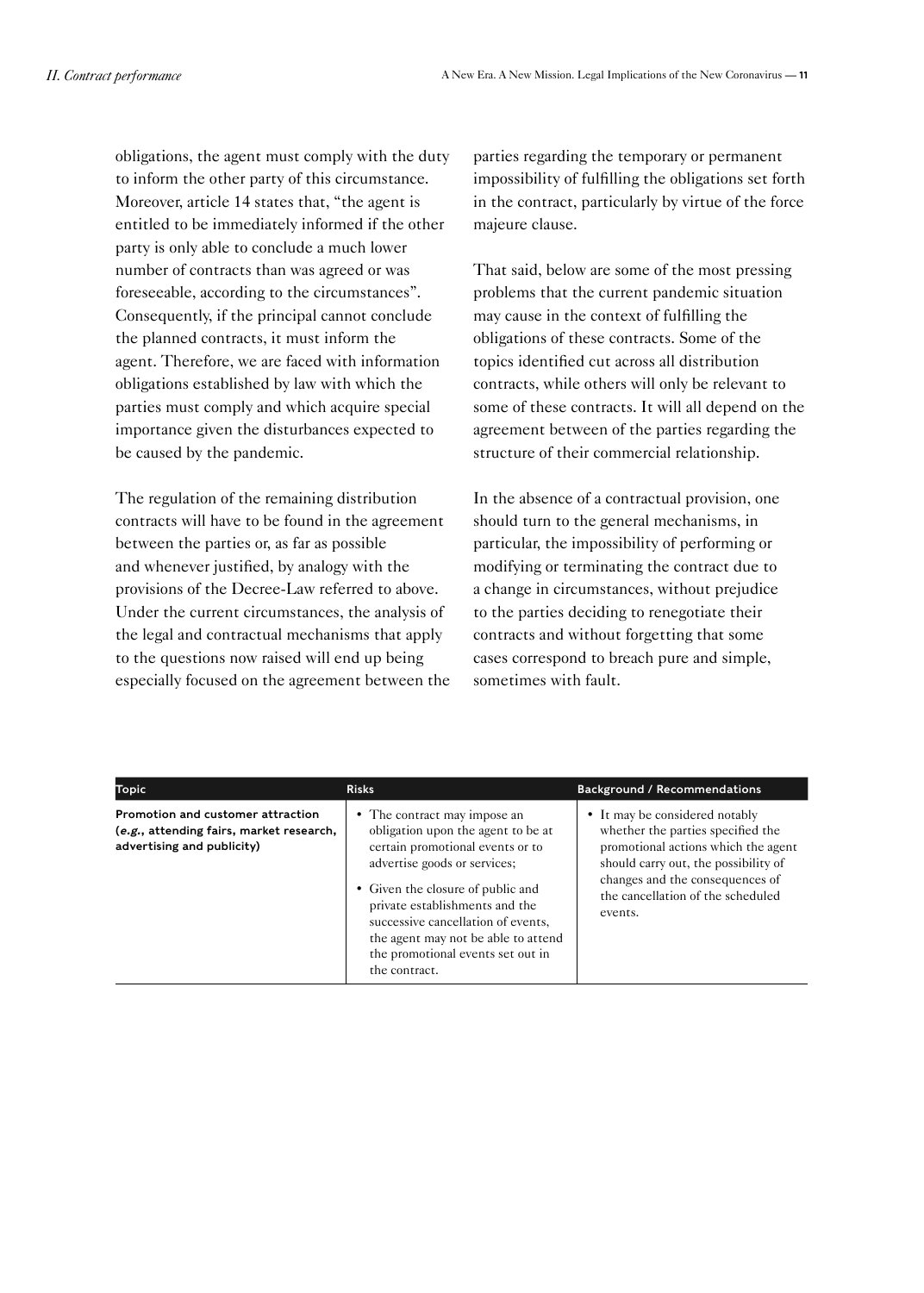obligations, the agent must comply with the duty to inform the other party of this circumstance. Moreover, article 14 states that, "the agent is entitled to be immediately informed if the other party is only able to conclude a much lower number of contracts than was agreed or was foreseeable, according to the circumstances". Consequently, if the principal cannot conclude the planned contracts, it must inform the agent. Therefore, we are faced with information obligations established by law with which the parties must comply and which acquire special importance given the disturbances expected to be caused by the pandemic.

The regulation of the remaining distribution contracts will have to be found in the agreement between the parties or, as far as possible and whenever justified, by analogy with the provisions of the Decree-Law referred to above. Under the current circumstances, the analysis of the legal and contractual mechanisms that apply to the questions now raised will end up being especially focused on the agreement between the parties regarding the temporary or permanent impossibility of fulfilling the obligations set forth in the contract, particularly by virtue of the force majeure clause.

That said, below are some of the most pressing problems that the current pandemic situation may cause in the context of fulfilling the obligations of these contracts. Some of the topics identified cut across all distribution contracts, while others will only be relevant to some of these contracts. It will all depend on the agreement between of the parties regarding the structure of their commercial relationship.

In the absence of a contractual provision, one should turn to the general mechanisms, in particular, the impossibility of performing or modifying or terminating the contract due to a change in circumstances, without prejudice to the parties deciding to renegotiate their contracts and without forgetting that some cases correspond to breach pure and simple, sometimes with fault.

| Topic | Risks | Background / Recommendations |
|---|---|---|
| **Promotion and customer attraction (*e.g.*, attending fairs, market research, advertising and publicity)** | • The contract may impose an obligation upon the agent to be at certain promotional events or to advertise goods or services;<br>• Given the closure of public and private establishments and the successive cancellation of events, the agent may not be able to attend the promotional events set out in the contract. | • It may be considered notably whether the parties specified the promotional actions which the agent should carry out, the possibility of changes and the consequences of the cancellation of the scheduled events. |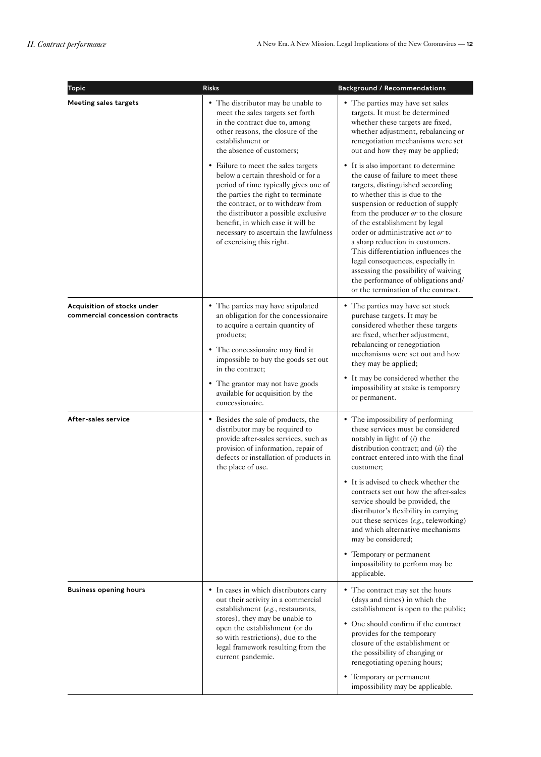| Topic | Risks | Background / Recommendations |
|---|---|---|
| **Meeting sales targets** | • The distributor may be unable to meet the sales targets set forth in the contract due to, among other reasons, the closure of the establishment or the absence of customers;<br><br>• Failure to meet the sales targets below a certain threshold or for a period of time typically gives one of the parties the right to terminate the contract, or to withdraw from the distributor a possible exclusive benefit, in which case it will be necessary to ascertain the lawfulness of exercising this right. | • The parties may have set sales targets. It must be determined whether these targets are fixed, whether adjustment, rebalancing or renegotiation mechanisms were set out and how they may be applied;<br><br>• It is also important to determine the cause of failure to meet these targets, distinguished according to whether this is due to the suspension or reduction of supply from the producer *or* to the closure of the establishment by legal order or administrative act *or* to a sharp reduction in customers. This differentiation influences the legal consequences, especially in assessing the possibility of waiving the performance of obligations and/or the termination of the contract. |
| **Acquisition of stocks under commercial concession contracts** | • The parties may have stipulated an obligation for the concessionaire to acquire a certain quantity of products;<br><br>• The concessionaire may find it impossible to buy the goods set out in the contract;<br><br>• The grantor may not have goods available for acquisition by the concessionaire. | • The parties may have set stock purchase targets. It may be considered whether these targets are fixed, whether adjustment, rebalancing or renegotiation mechanisms were set out and how they may be applied;<br><br>• It may be considered whether the impossibility at stake is temporary or permanent. |
| **After-sales service** | • Besides the sale of products, the distributor may be required to provide after-sales services, such as provision of information, repair of defects or installation of products in the place of use. | • The impossibility of performing these services must be considered notably in light of (*i*) the distribution contract; and (*ii*) the contract entered into with the final customer;<br><br>• It is advised to check whether the contracts set out how the after-sales service should be provided, the distributor's flexibility in carrying out these services (*e.g.*, teleworking) and which alternative mechanisms may be considered;<br><br>• Temporary or permanent impossibility to perform may be applicable. |
| **Business opening hours** | • In cases in which distributors carry out their activity in a commercial establishment (*e.g.*, restaurants, stores), they may be unable to open the establishment (or do so with restrictions), due to the legal framework resulting from the current pandemic. | • The contract may set the hours (days and times) in which the establishment is open to the public;<br><br>• One should confirm if the contract provides for the temporary closure of the establishment or the possibility of changing or renegotiating opening hours;<br><br>• Temporary or permanent impossibility may be applicable. |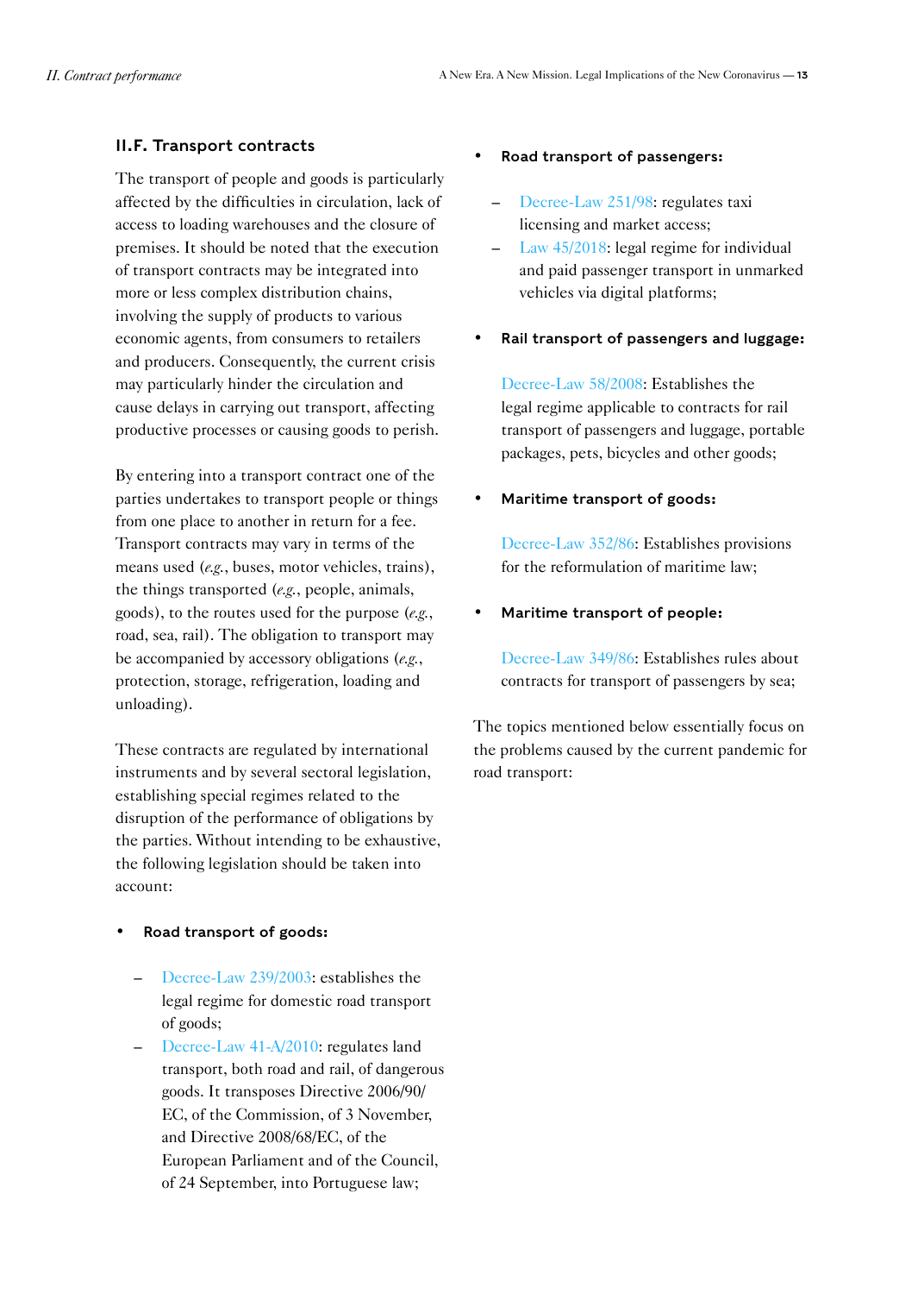## II.F. Transport contracts

The transport of people and goods is particularly affected by the difficulties in circulation, lack of access to loading warehouses and the closure of premises. It should be noted that the execution of transport contracts may be integrated into more or less complex distribution chains, involving the supply of products to various economic agents, from consumers to retailers and producers. Consequently, the current crisis may particularly hinder the circulation and cause delays in carrying out transport, affecting productive processes or causing goods to perish.

By entering into a transport contract one of the parties undertakes to transport people or things from one place to another in return for a fee. Transport contracts may vary in terms of the means used (*e.g.*, buses, motor vehicles, trains), the things transported (*e.g.*, people, animals, goods), to the routes used for the purpose (*e.g.*, road, sea, rail). The obligation to transport may be accompanied by accessory obligations (*e.g.*, protection, storage, refrigeration, loading and unloading).

These contracts are regulated by international instruments and by several sectoral legislation, establishing special regimes related to the disruption of the performance of obligations by the parties. Without intending to be exhaustive, the following legislation should be taken into account:

- **Road transport of goods:**
  - Decree-Law 239/2003: establishes the legal regime for domestic road transport of goods;
  - Decree-Law 41-A/2010: regulates land transport, both road and rail, of dangerous goods. It transposes Directive 2006/90/EC, of the Commission, of 3 November, and Directive 2008/68/EC, of the European Parliament and of the Council, of 24 September, into Portuguese law;
- **Road transport of passengers:**
  - Decree-Law 251/98: regulates taxi licensing and market access;
  - Law 45/2018: legal regime for individual and paid passenger transport in unmarked vehicles via digital platforms;
- **Rail transport of passengers and luggage:**

  Decree-Law 58/2008: Establishes the legal regime applicable to contracts for rail transport of passengers and luggage, portable packages, pets, bicycles and other goods;
- **Maritime transport of goods:**

  Decree-Law 352/86: Establishes provisions for the reformulation of maritime law;
- **Maritime transport of people:**

  Decree-Law 349/86: Establishes rules about contracts for transport of passengers by sea;

The topics mentioned below essentially focus on the problems caused by the current pandemic for road transport: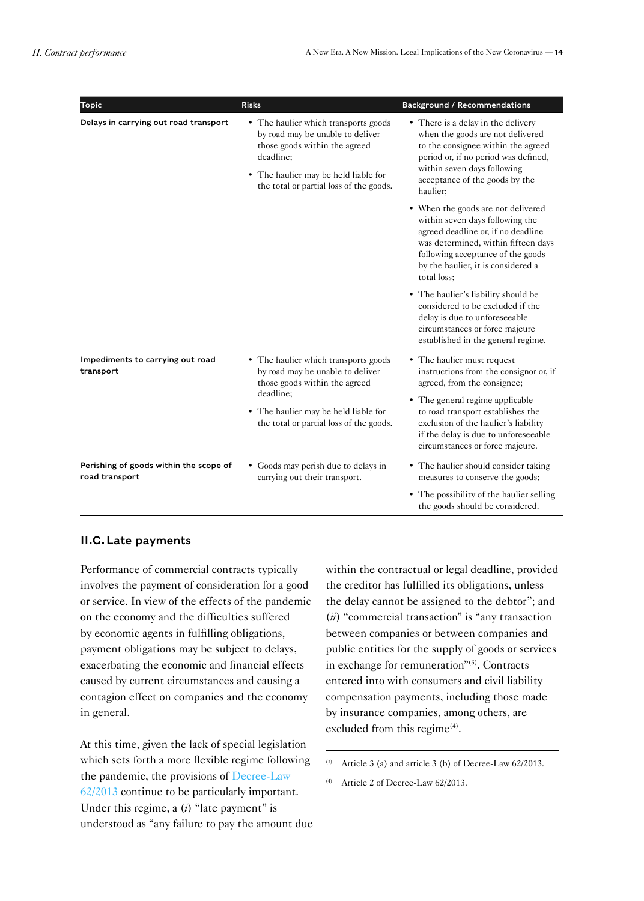| Topic | Risks | Background / Recommendations |
| --- | --- | --- |
| **Delays in carrying out road transport** | • The haulier which transports goods by road may be unable to deliver those goods within the agreed deadline;<br>• The haulier may be held liable for the total or partial loss of the goods. | • There is a delay in the delivery when the goods are not delivered to the consignee within the agreed period or, if no period was defined, within seven days following acceptance of the goods by the haulier;<br>• When the goods are not delivered within seven days following the agreed deadline or, if no deadline was determined, within fifteen days following acceptance of the goods by the haulier, it is considered a total loss;<br>• The haulier's liability should be considered to be excluded if the delay is due to unforeseeable circumstances or force majeure established in the general regime. |
| **Impediments to carrying out road transport** | • The haulier which transports goods by road may be unable to deliver those goods within the agreed deadline;<br>• The haulier may be held liable for the total or partial loss of the goods. | • The haulier must request instructions from the consignor or, if agreed, from the consignee;<br>• The general regime applicable to road transport establishes the exclusion of the haulier's liability if the delay is due to unforeseeable circumstances or force majeure. |
| **Perishing of goods within the scope of road transport** | • Goods may perish due to delays in carrying out their transport. | • The haulier should consider taking measures to conserve the goods;<br>• The possibility of the haulier selling the goods should be considered. |

## II.G. Late payments

Performance of commercial contracts typically involves the payment of consideration for a good or service. In view of the effects of the pandemic on the economy and the difficulties suffered by economic agents in fulfilling obligations, payment obligations may be subject to delays, exacerbating the economic and financial effects caused by current circumstances and causing a contagion effect on companies and the economy in general.

At this time, given the lack of special legislation which sets forth a more flexible regime following the pandemic, the provisions of Decree-Law 62/2013 continue to be particularly important. Under this regime, a (*i*) "late payment" is understood as "any failure to pay the amount due within the contractual or legal deadline, provided the creditor has fulfilled its obligations, unless the delay cannot be assigned to the debtor"; and (*ii*) "commercial transaction" is "any transaction between companies or between companies and public entities for the supply of goods or services in exchange for remuneration"[3]. Contracts entered into with consumers and civil liability compensation payments, including those made by insurance companies, among others, are excluded from this regime[4].

[3] Article 3 (a) and article 3 (b) of Decree-Law 62/2013.

[4] Article 2 of Decree-Law 62/2013.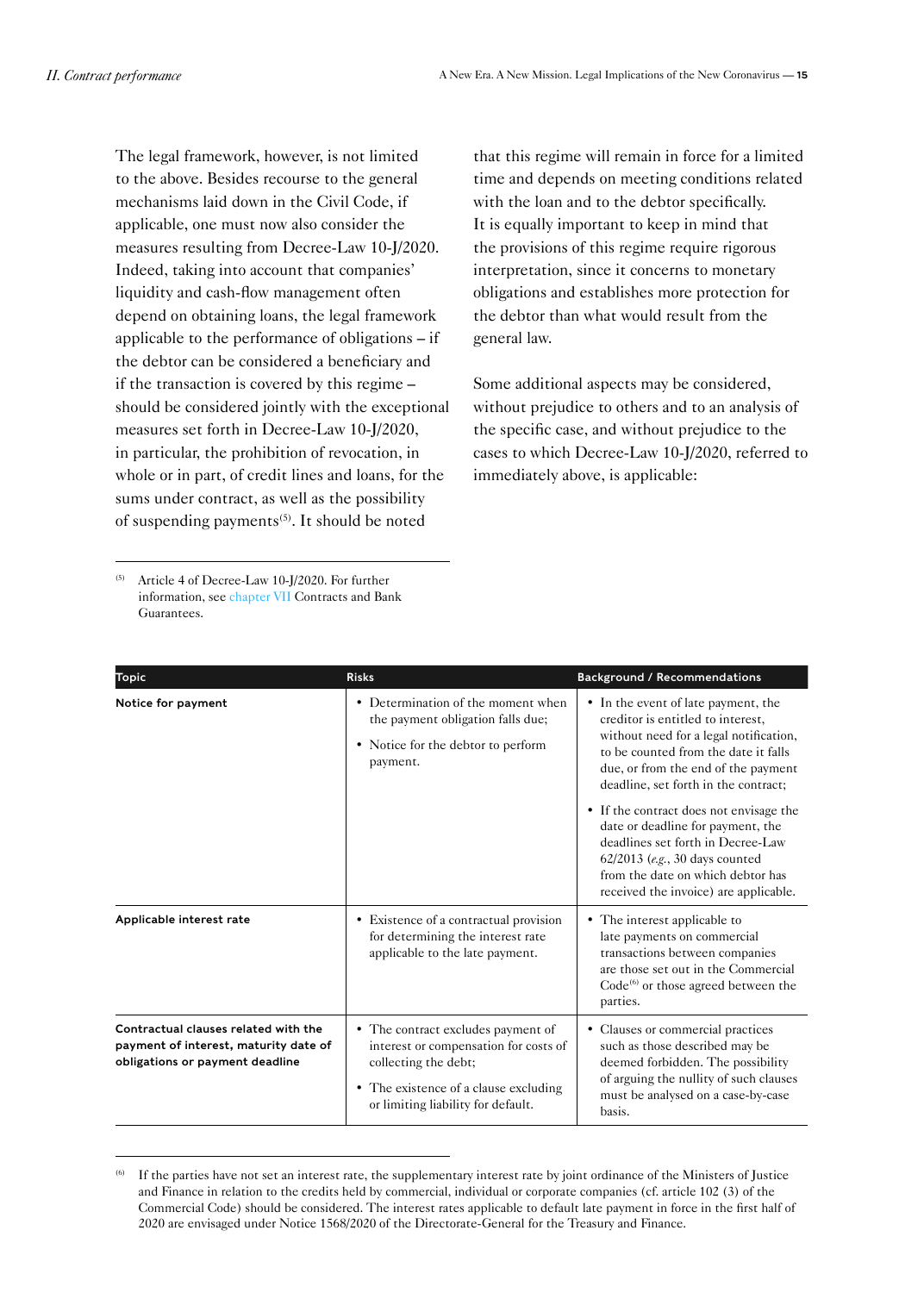The legal framework, however, is not limited to the above. Besides recourse to the general mechanisms laid down in the Civil Code, if applicable, one must now also consider the measures resulting from Decree-Law 10-J/2020. Indeed, taking into account that companies' liquidity and cash-flow management often depend on obtaining loans, the legal framework applicable to the performance of obligations – if the debtor can be considered a beneficiary and if the transaction is covered by this regime – should be considered jointly with the exceptional measures set forth in Decree-Law 10-J/2020, in particular, the prohibition of revocation, in whole or in part, of credit lines and loans, for the sums under contract, as well as the possibility of suspending payments[5]. It should be noted that this regime will remain in force for a limited time and depends on meeting conditions related with the loan and to the debtor specifically. It is equally important to keep in mind that the provisions of this regime require rigorous interpretation, since it concerns to monetary obligations and establishes more protection for the debtor than what would result from the general law.

Some additional aspects may be considered, without prejudice to others and to an analysis of the specific case, and without prejudice to the cases to which Decree-Law 10-J/2020, referred to immediately above, is applicable:

[5] Article 4 of Decree-Law 10-J/2020. For further information, see chapter VII Contracts and Bank Guarantees.

| Topic | Risks | Background / Recommendations |
|---|---|---|
| **Notice for payment** | • Determination of the moment when the payment obligation falls due;<br>• Notice for the debtor to perform payment. | • In the event of late payment, the creditor is entitled to interest, without need for a legal notification, to be counted from the date it falls due, or from the end of the payment deadline, set forth in the contract;<br>• If the contract does not envisage the date or deadline for payment, the deadlines set forth in Decree-Law 62/2013 (*e.g.*, 30 days counted from the date on which debtor has received the invoice) are applicable. |
| **Applicable interest rate** | • Existence of a contractual provision for determining the interest rate applicable to the late payment. | • The interest applicable to late payments on commercial transactions between companies are those set out in the Commercial Code[6] or those agreed between the parties. |
| **Contractual clauses related with the payment of interest, maturity date of obligations or payment deadline** | • The contract excludes payment of interest or compensation for costs of collecting the debt;<br>• The existence of a clause excluding or limiting liability for default. | • Clauses or commercial practices such as those described may be deemed forbidden. The possibility of arguing the nullity of such clauses must be analysed on a case-by-case basis. |

[6] If the parties have not set an interest rate, the supplementary interest rate by joint ordinance of the Ministers of Justice and Finance in relation to the credits held by commercial, individual or corporate companies (cf. article 102 (3) of the Commercial Code) should be considered. The interest rates applicable to default late payment in force in the first half of 2020 are envisaged under Notice 1568/2020 of the Directorate-General for the Treasury and Finance.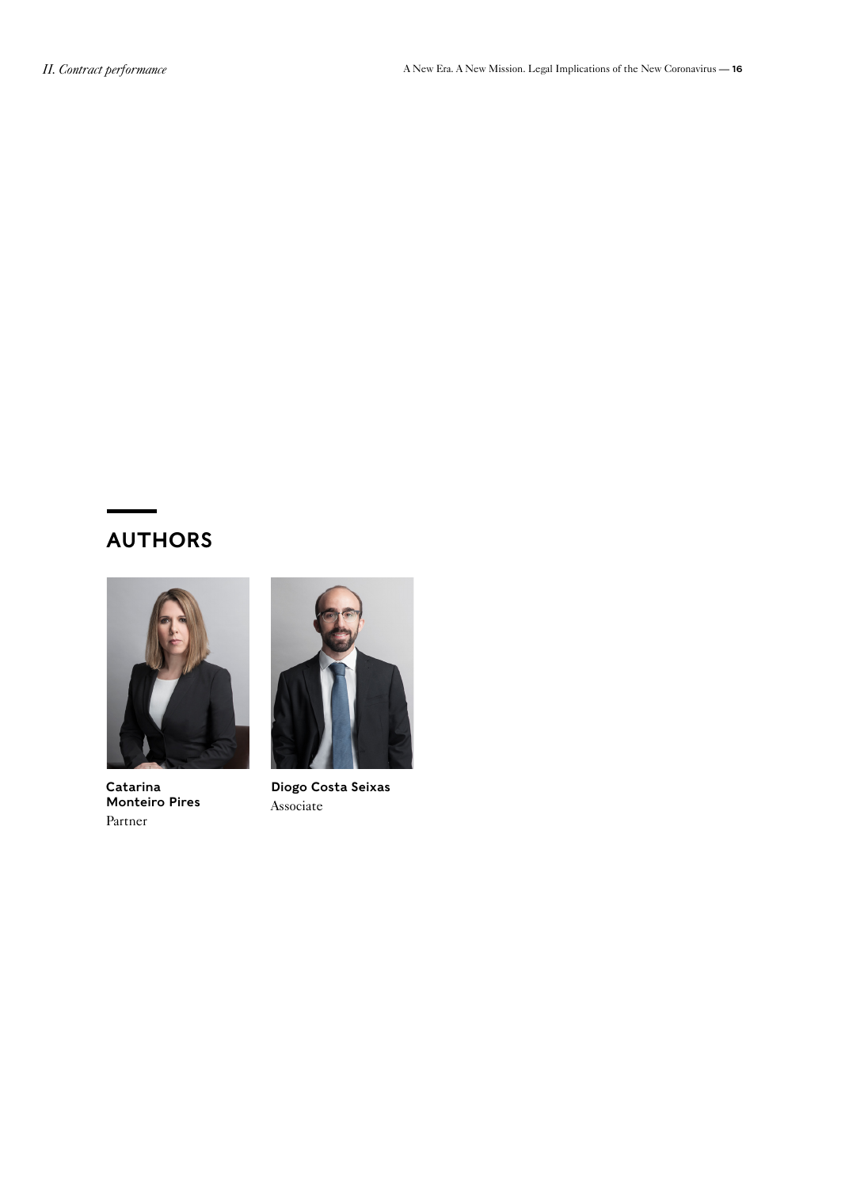## AUTHORS

**Catarina Monteiro Pires**
Partner

**Diogo Costa Seixas**
Associate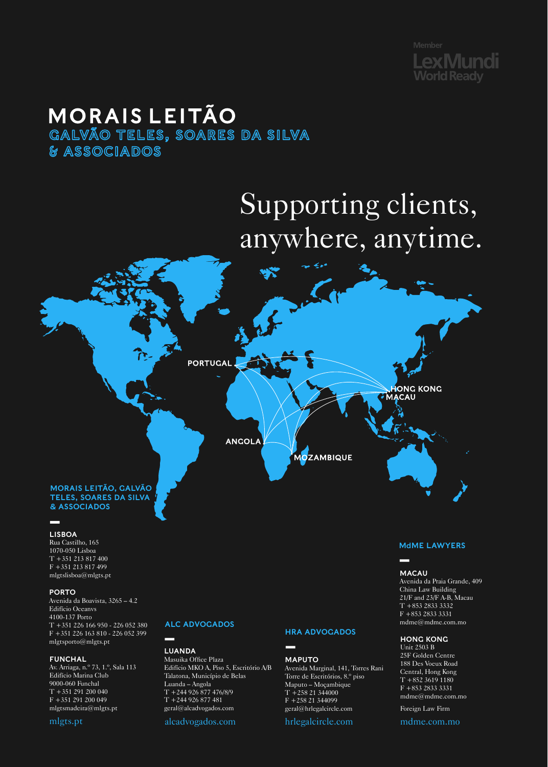Member
LexMundi
World Ready

# MORAIS LEITÃO
## GALVÃO TELES, SOARES DA SILVA & ASSOCIADOS

Supporting clients, anywhere, anytime.

PORTUGAL
HONG KONG
MACAU
ANGOLA
MOZAMBIQUE

### MORAIS LEITÃO, GALVÃO TELES, SOARES DA SILVA & ASSOCIADOS

**LISBOA**
Rua Castilho, 165
1070-050 Lisboa
T +351 213 817 400
F +351 213 817 499
mlgtslisboa@mlgts.pt

**PORTO**
Avenida da Boavista, 3265 – 4.2
Edifício Oceanvs
4100-137 Porto
T +351 226 166 950 - 226 052 380
F +351 226 163 810 - 226 052 399
mlgtsporto@mlgts.pt

**FUNCHAL**
Av. Arriaga, n.º 73, 1.º, Sala 113
Edifício Marina Club
9000-060 Funchal
T +351 291 200 040
F +351 291 200 049
mlgtsmadeira@mlgts.pt

mlgts.pt

### ALC ADVOGADOS

**LUANDA**
Masuika Office Plaza
Edifício MKO A, Piso 5, Escritório A/B
Talatona, Município de Belas
Luanda – Angola
T +244 926 877 476/8/9
T +244 926 877 481
geral@alcadvogados.com

alcadvogados.com

### HRA ADVOGADOS

**MAPUTO**
Avenida Marginal, 141, Torres Rani
Torre de Escritórios, 8.º piso
Maputo – Moçambique
T +258 21 344000
F +258 21 344099
geral@hrlegalcircle.com

hrlegalcircle.com

### MdME LAWYERS

**MACAU**
Avenida da Praia Grande, 409
China Law Building
21/F and 23/F A-B, Macau
T +853 2833 3332
F +853 2833 3331
mdme@mdme.com.mo

**HONG KONG**
Unit 2503 B
25F Golden Centre
188 Des Voeux Road
Central, Hong Kong
T +852 3619 1180
F +853 2833 3331
mdme@mdme.com.mo

Foreign Law Firm

mdme.com.mo